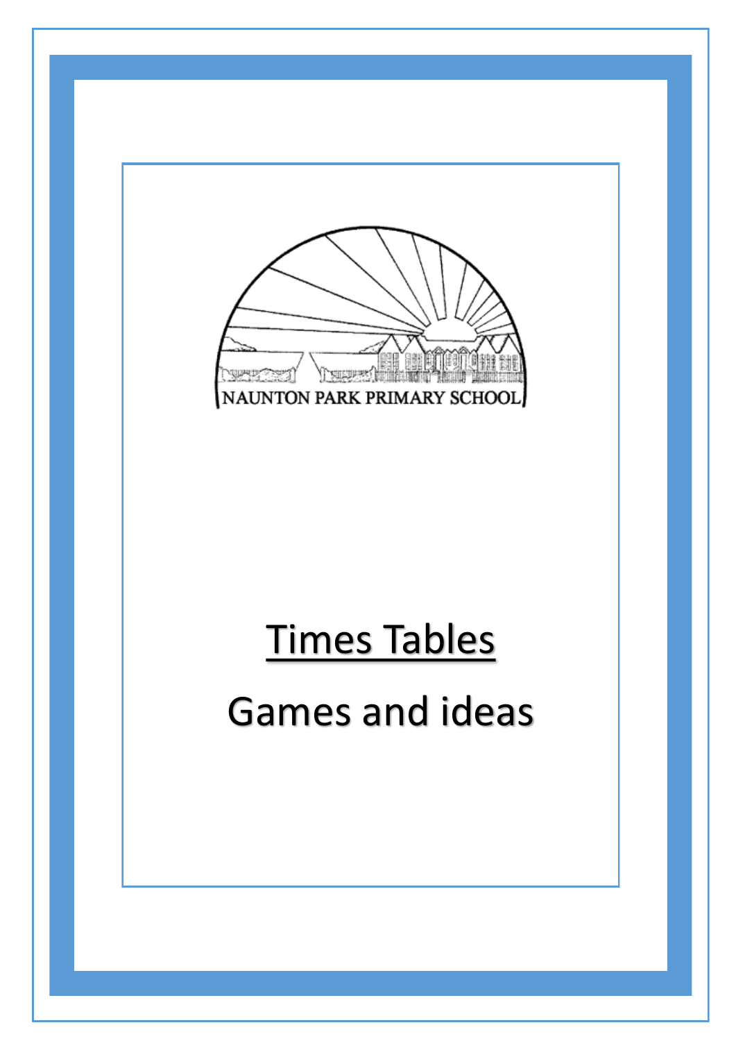NAUNTON PARK PRIMARY SCHOOL

# Times Tables

## Games and ideas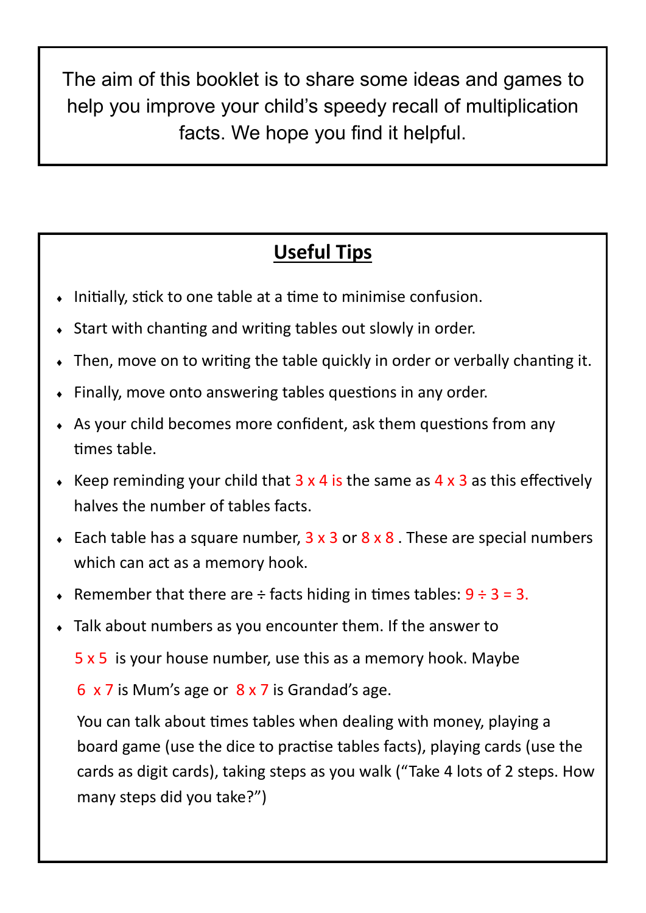The aim of this booklet is to share some ideas and games to help you improve your child's speedy recall of multiplication facts. We hope you find it helpful.

## Useful Tips

- Initially, stick to one table at a time to minimise confusion.
- Start with chanting and writing tables out slowly in order.
- Then, move on to writing the table quickly in order or verbally chanting it.
- Finally, move onto answering tables questions in any order.
- As your child becomes more confident, ask them questions from any times table.
- Keep reminding your child that 3 x 4 is the same as 4 x 3 as this effectively halves the number of tables facts.
- Each table has a square number, 3 x 3 or 8 x 8 . These are special numbers which can act as a memory hook.
- Remember that there are ÷ facts hiding in times tables: 9 ÷ 3 = 3.
- Talk about numbers as you encounter them. If the answer to 5 x 5 is your house number, use this as a memory hook. Maybe 6 x 7 is Mum's age or 8 x 7 is Grandad's age.

  You can talk about times tables when dealing with money, playing a board game (use the dice to practise tables facts), playing cards (use the cards as digit cards), taking steps as you walk ("Take 4 lots of 2 steps. How many steps did you take?")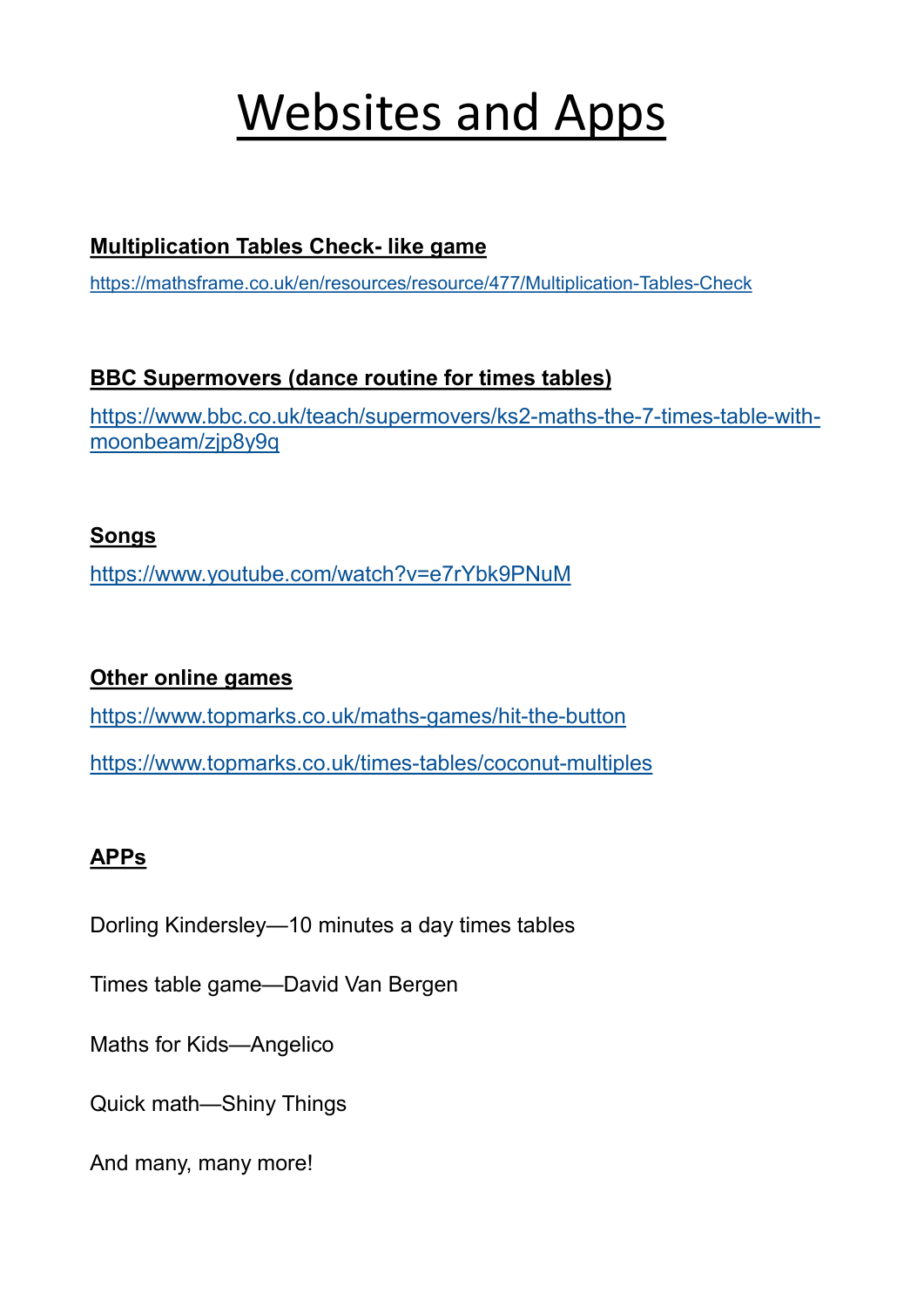# Websites and Apps

**Multiplication Tables Check- like game**

https://mathsframe.co.uk/en/resources/resource/477/Multiplication-Tables-Check

**BBC Supermovers (dance routine for times tables)**

https://www.bbc.co.uk/teach/supermovers/ks2-maths-the-7-times-table-with-moonbeam/zjp8y9q

**Songs**

https://www.youtube.com/watch?v=e7rYbk9PNuM

**Other online games**

https://www.topmarks.co.uk/maths-games/hit-the-button

https://www.topmarks.co.uk/times-tables/coconut-multiples

**APPs**

Dorling Kindersley—10 minutes a day times tables

Times table game—David Van Bergen

Maths for Kids—Angelico

Quick math—Shiny Things

And many, many more!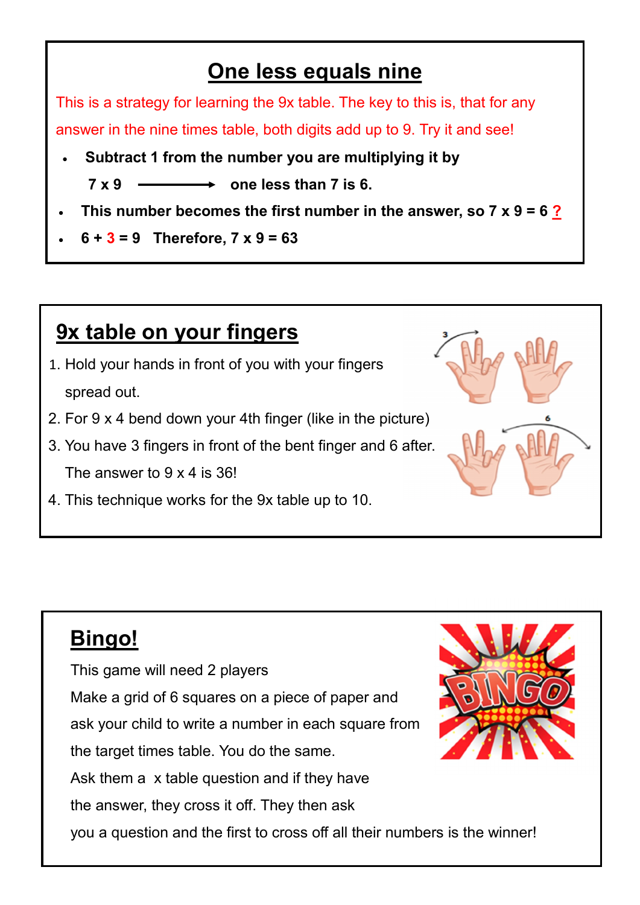## One less equals nine

This is a strategy for learning the 9x table. The key to this is, that for any answer in the nine times table, both digits add up to 9. Try it and see!

- **Subtract 1 from the number you are multiplying it by**

  **7 x 9 ⟶ one less than 7 is 6.**
- **This number becomes the first number in the answer, so 7 x 9 = 6 ?**
- **6 + 3 = 9 Therefore, 7 x 9 = 63**

## 9x table on your fingers

1. Hold your hands in front of you with your fingers spread out.
2. For 9 x 4 bend down your 4th finger (like in the picture)
3. You have 3 fingers in front of the bent finger and 6 after. The answer to 9 x 4 is 36!
4. This technique works for the 9x table up to 10.

3

6

## Bingo!

This game will need 2 players

Make a grid of 6 squares on a piece of paper and ask your child to write a number in each square from the target times table. You do the same.

Ask them a x table question and if they have the answer, they cross it off. They then ask you a question and the first to cross off all their numbers is the winner!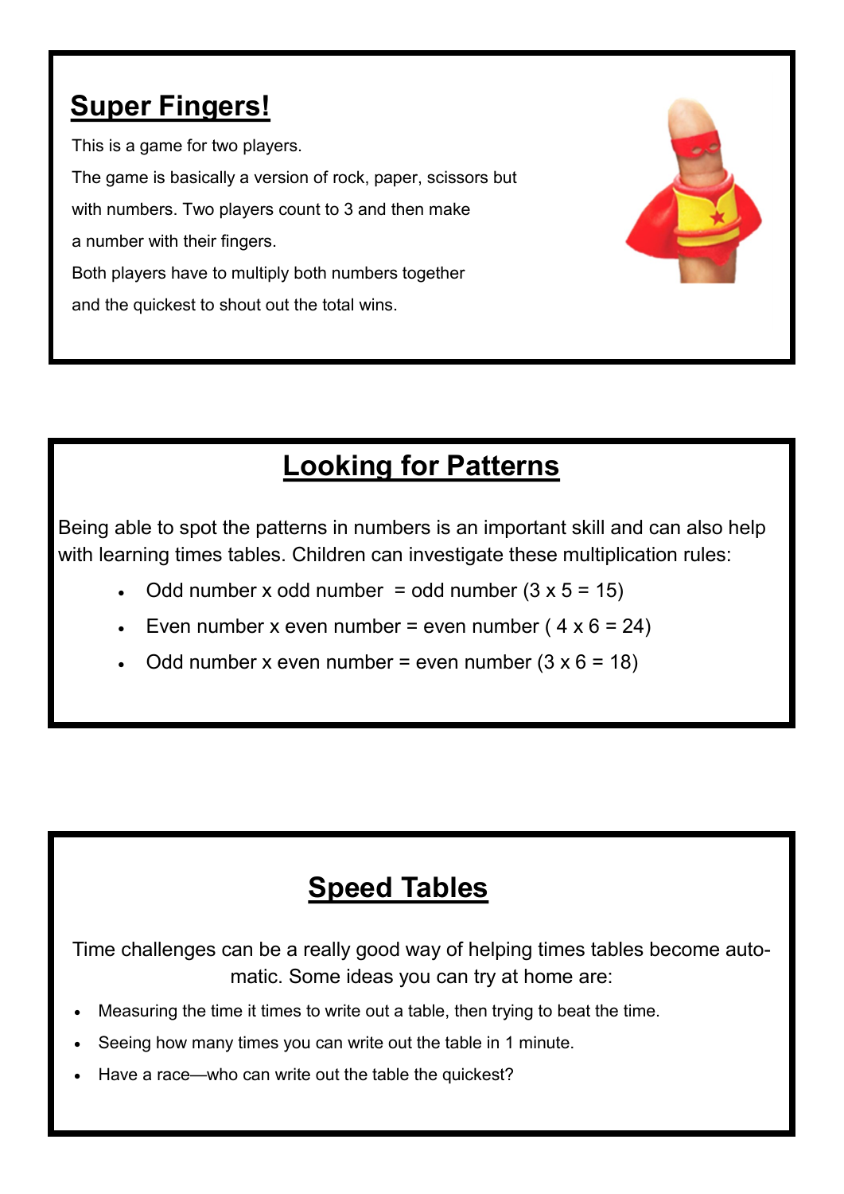## Super Fingers!

This is a game for two players.

The game is basically a version of rock, paper, scissors but with numbers. Two players count to 3 and then make a number with their fingers.

Both players have to multiply both numbers together and the quickest to shout out the total wins.

## Looking for Patterns

Being able to spot the patterns in numbers is an important skill and can also help with learning times tables. Children can investigate these multiplication rules:

- Odd number x odd number = odd number (3 x 5 = 15)
- Even number x even number = even number ( 4 x 6 = 24)
- Odd number x even number = even number (3 x 6 = 18)

## Speed Tables

Time challenges can be a really good way of helping times tables become automatic. Some ideas you can try at home are:

- Measuring the time it times to write out a table, then trying to beat the time.
- Seeing how many times you can write out the table in 1 minute.
- Have a race—who can write out the table the quickest?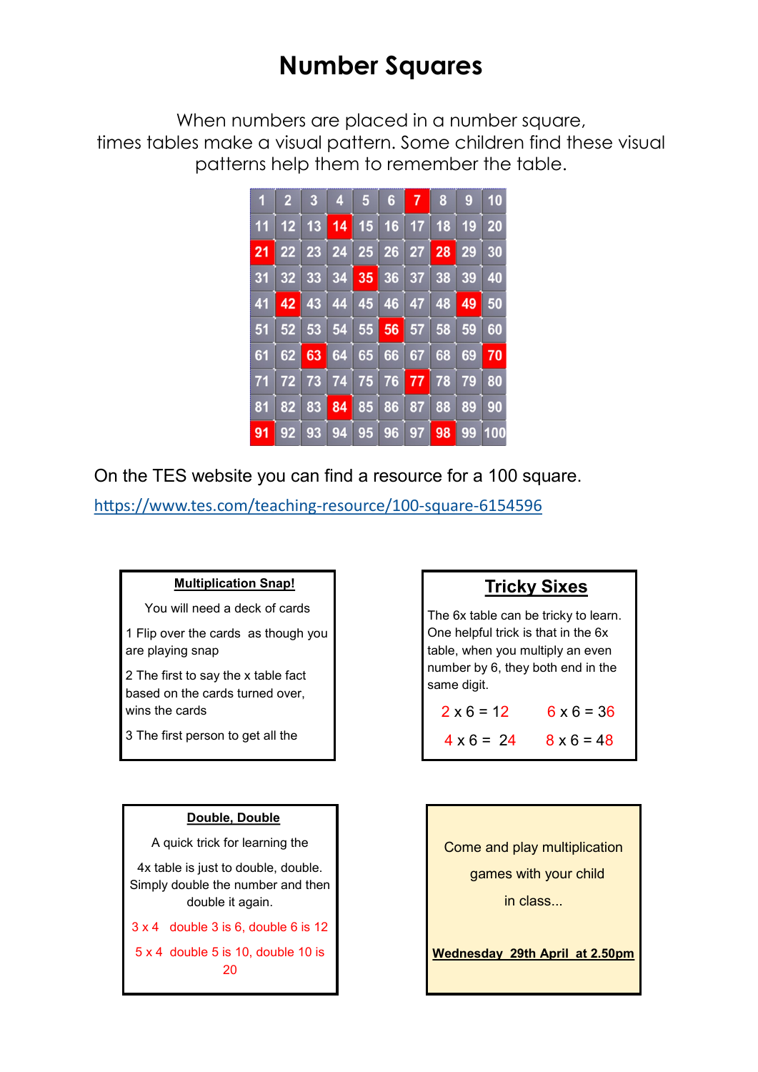# Number Squares

When numbers are placed in a number square, times tables make a visual pattern. Some children find these visual patterns help them to remember the table.

| | | | | | | | | | |
|---|---|---|---|---|---|---|---|---|---|
| 1 | 2 | 3 | 4 | 5 | 6 | **7** | 8 | 9 | 10 |
| 11 | 12 | 13 | **14** | 15 | 16 | 17 | 18 | 19 | 20 |
| **21** | 22 | 23 | 24 | 25 | 26 | 27 | **28** | 29 | 30 |
| 31 | 32 | 33 | 34 | **35** | 36 | 37 | 38 | 39 | 40 |
| 41 | **42** | 43 | 44 | 45 | 46 | 47 | 48 | **49** | 50 |
| 51 | 52 | 53 | 54 | 55 | **56** | 57 | 58 | 59 | 60 |
| 61 | 62 | **63** | 64 | 65 | 66 | 67 | 68 | 69 | **70** |
| 71 | 72 | 73 | 74 | 75 | 76 | **77** | 78 | 79 | 80 |
| 81 | 82 | 83 | **84** | 85 | 86 | 87 | 88 | 89 | 90 |
| **91** | 92 | 93 | 94 | 95 | 96 | 97 | **98** | 99 | 100 |

On the TES website you can find a resource for a 100 square.

https://www.tes.com/teaching-resource/100-square-6154596

**Multiplication Snap!**

You will need a deck of cards

1 Flip over the cards as though you are playing snap

2 The first to say the x table fact based on the cards turned over, wins the cards

3 The first person to get all the

## Tricky Sixes

The 6x table can be tricky to learn. One helpful trick is that in the 6x table, when you multiply an even number by 6, they both end in the same digit.

2 x 6 = 12 6 x 6 = 36

4 x 6 = 24 8 x 6 = 48

**Double, Double**

A quick trick for learning the

4x table is just to double, double. Simply double the number and then double it again.

3 x 4 double 3 is 6, double 6 is 12

5 x 4 double 5 is 10, double 10 is 20

Come and play multiplication games with your child in class...

**Wednesday 29th April at 2.50pm**